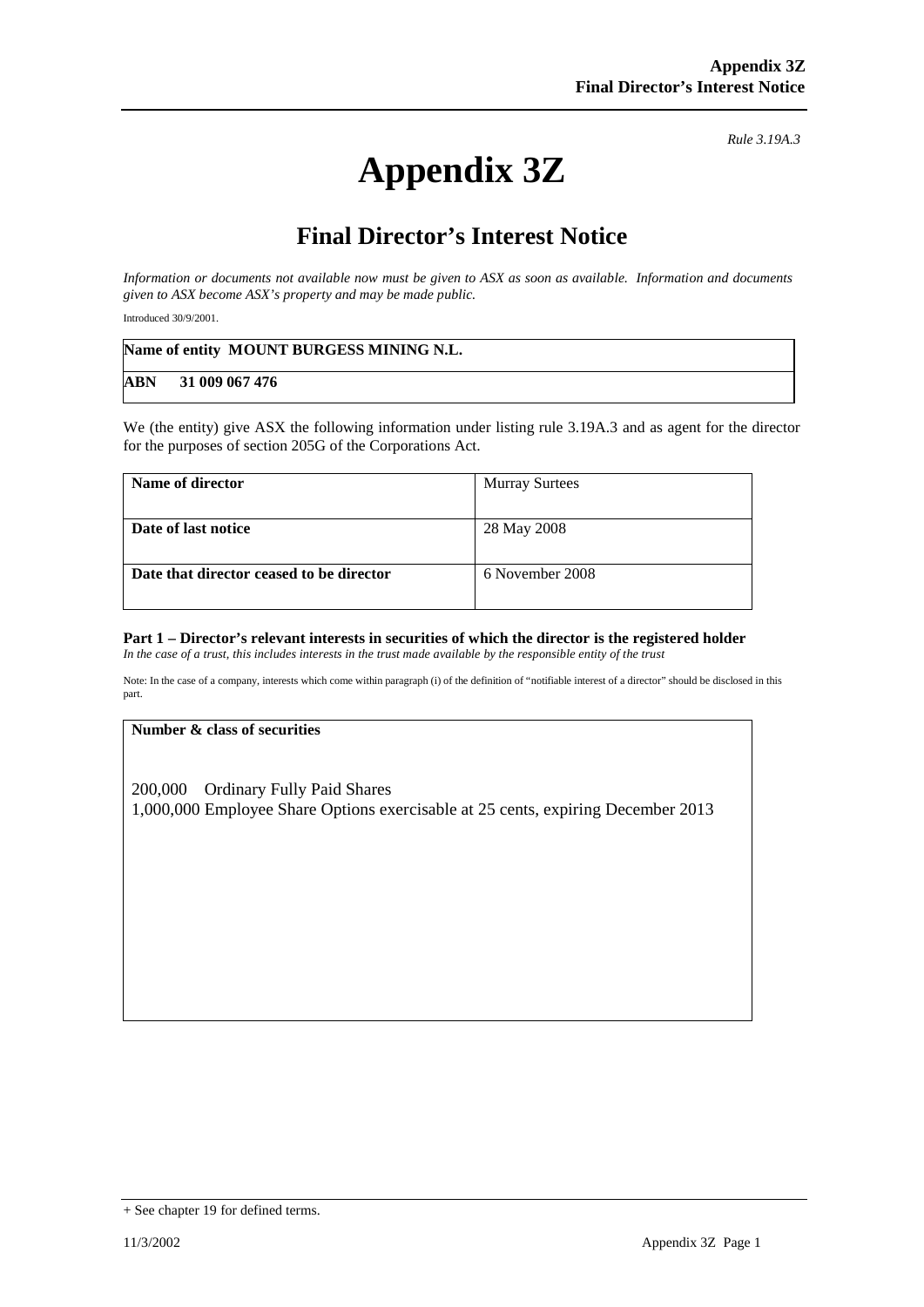*Rule 3.19A.3*

# Appendix 3Z

## Final Director's Interest Notice

*Information or documents not available now must be given to ASX as soon as available. Information and documents given to ASX become ASX's property and may be made public.*

Introduced 30/9/2001.

| | |
|---|---|
| **Name of entity** | **MOUNT BURGESS MINING N.L.** |
| **ABN** | **31 009 067 476** |

We (the entity) give ASX the following information under listing rule 3.19A.3 and as agent for the director for the purposes of section 205G of the Corporations Act.

| | |
|---|---|
| **Name of director** | Murray Surtees |
| **Date of last notice** | 28 May 2008 |
| **Date that director ceased to be director** | 6 November 2008 |

**Part 1 – Director's relevant interests in securities of which the director is the registered holder**
*In the case of a trust, this includes interests in the trust made available by the responsible entity of the trust*

Note: In the case of a company, interests which come within paragraph (i) of the definition of "notifiable interest of a director" should be disclosed in this part.

| **Number & class of securities** |
|---|
| 200,000 Ordinary Fully Paid Shares<br>1,000,000 Employee Share Options exercisable at 25 cents, expiring December 2013 |

+ See chapter 19 for defined terms.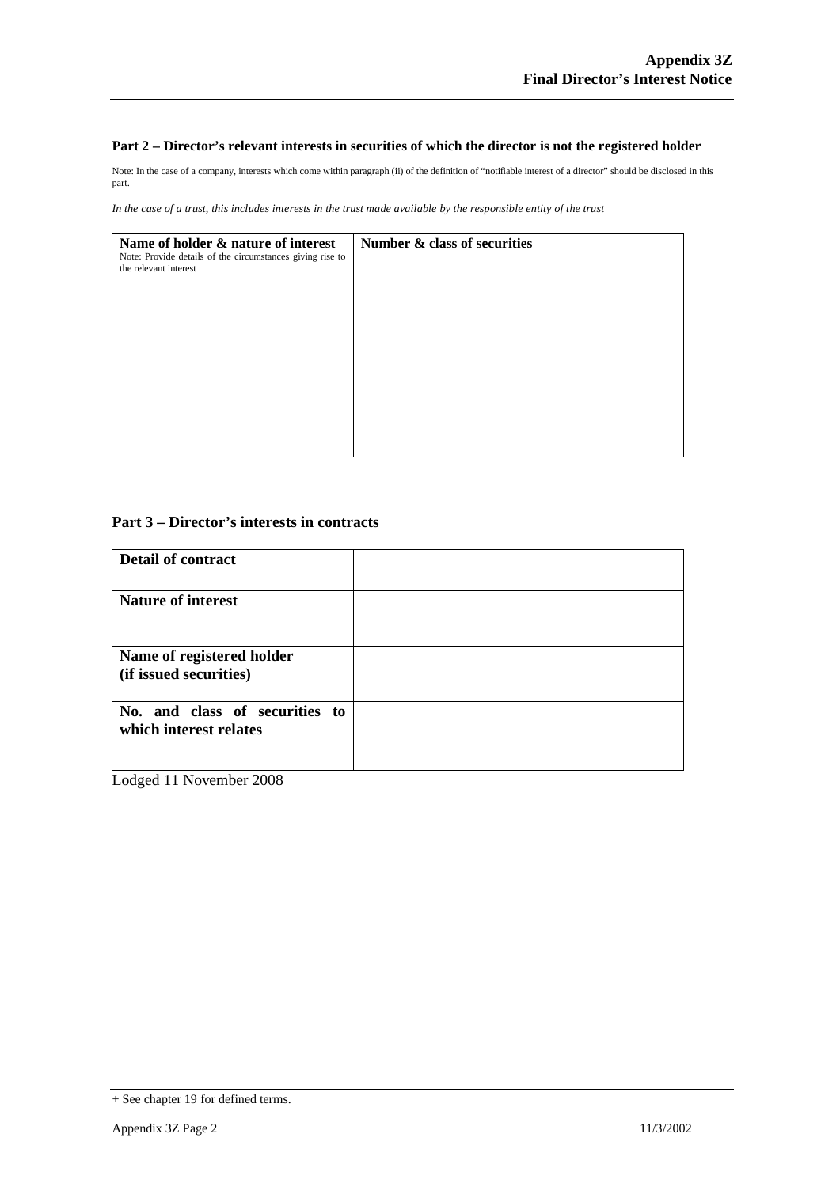## Part 2 – Director's relevant interests in securities of which the director is not the registered holder

Note: In the case of a company, interests which come within paragraph (ii) of the definition of "notifiable interest of a director" should be disclosed in this part.

*In the case of a trust, this includes interests in the trust made available by the responsible entity of the trust*

| **Name of holder & nature of interest**<br>Note: Provide details of the circumstances giving rise to the relevant interest | **Number & class of securities** |
| --- | --- |
| | |

## Part 3 – Director's interests in contracts

| | |
| --- | --- |
| **Detail of contract** | |
| **Nature of interest** | |
| **Name of registered holder (if issued securities)** | |
| **No. and class of securities to which interest relates** | |

Lodged 11 November 2008

+ See chapter 19 for defined terms.